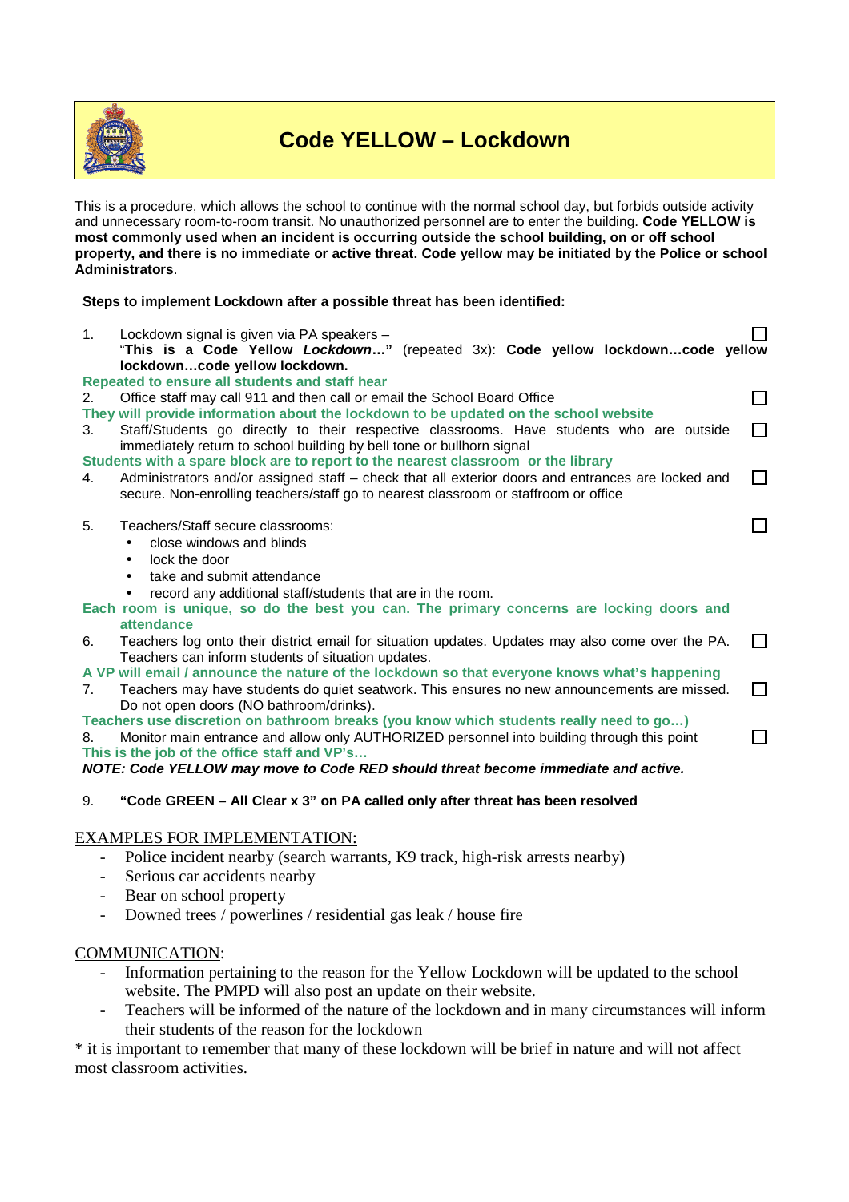# Code YELLOW – Lockdown

This is a procedure, which allows the school to continue with the normal school day, but forbids outside activity and unnecessary room-to-room transit. No unauthorized personnel are to enter the building. **Code YELLOW is most commonly used when an incident is occurring outside the school building, on or off school property, and there is no immediate or active threat. Code yellow may be initiated by the Police or school Administrators**.

**Steps to implement Lockdown after a possible threat has been identified:**

1. Lockdown signal is given via PA speakers – "**This is a Code Yellow *Lockdown*…"** (repeated 3x): **Code yellow lockdown…code yellow lockdown…code yellow lockdown.** ☐

   **Repeated to ensure all students and staff hear**

2. Office staff may call 911 and then call or email the School Board Office ☐

   **They will provide information about the lockdown to be updated on the school website**

3. Staff/Students go directly to their respective classrooms. Have students who are outside immediately return to school building by bell tone or bullhorn signal ☐

   **Students with a spare block are to report to the nearest classroom or the library**

4. Administrators and/or assigned staff – check that all exterior doors and entrances are locked and secure. Non-enrolling teachers/staff go to nearest classroom or staffroom or office ☐

5. Teachers/Staff secure classrooms: ☐
   - close windows and blinds
   - lock the door
   - take and submit attendance
   - record any additional staff/students that are in the room.

   **Each room is unique, so do the best you can. The primary concerns are locking doors and attendance**

6. Teachers log onto their district email for situation updates. Updates may also come over the PA. Teachers can inform students of situation updates. ☐

   **A VP will email / announce the nature of the lockdown so that everyone knows what's happening**

7. Teachers may have students do quiet seatwork. This ensures no new announcements are missed. Do not open doors (NO bathroom/drinks). ☐

   **Teachers use discretion on bathroom breaks (you know which students really need to go…)**

8. Monitor main entrance and allow only AUTHORIZED personnel into building through this point ☐

   **This is the job of the office staff and VP's…**

***NOTE: Code YELLOW may move to Code RED should threat become immediate and active.***

9. **"Code GREEN – All Clear x 3" on PA called only after threat has been resolved**

EXAMPLES FOR IMPLEMENTATION:

- Police incident nearby (search warrants, K9 track, high-risk arrests nearby)
- Serious car accidents nearby
- Bear on school property
- Downed trees / powerlines / residential gas leak / house fire

COMMUNICATION:

- Information pertaining to the reason for the Yellow Lockdown will be updated to the school website. The PMPD will also post an update on their website.
- Teachers will be informed of the nature of the lockdown and in many circumstances will inform their students of the reason for the lockdown

* it is important to remember that many of these lockdown will be brief in nature and will not affect most classroom activities.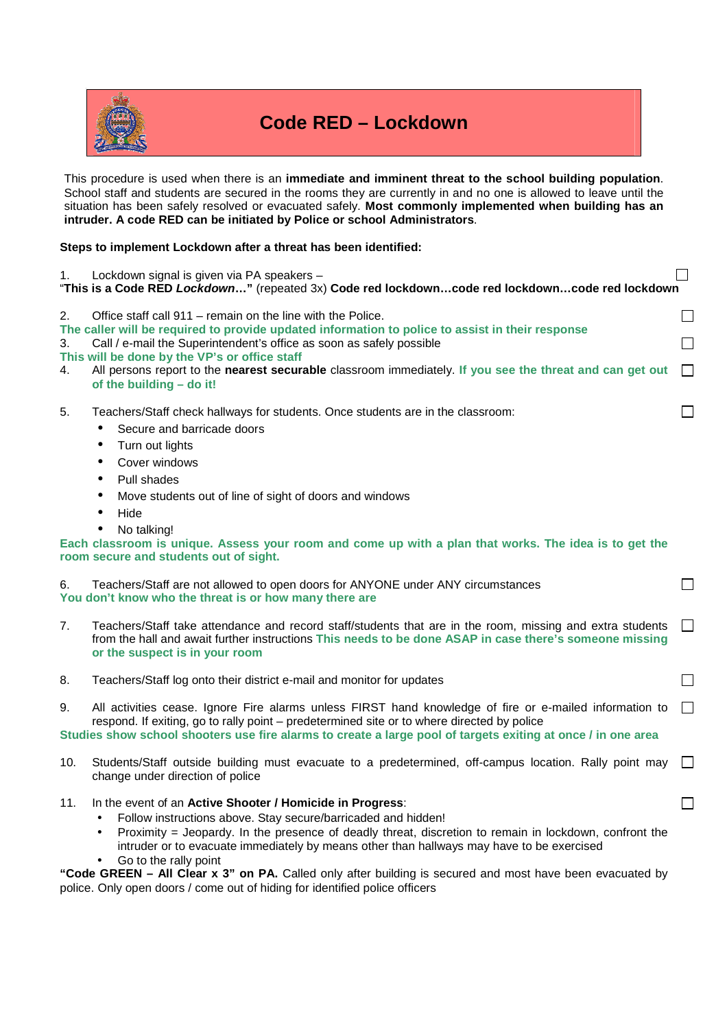# Code RED – Lockdown

This procedure is used when there is an **immediate and imminent threat to the school building population**. School staff and students are secured in the rooms they are currently in and no one is allowed to leave until the situation has been safely resolved or evacuated safely. **Most commonly implemented when building has an intruder. A code RED can be initiated by Police or school Administrators**.

**Steps to implement Lockdown after a threat has been identified:**

1. Lockdown signal is given via PA speakers – ☐
"**This is a Code RED *Lockdown*…"** (repeated 3x) **Code red lockdown…code red lockdown…code red lockdown**

2. Office staff call 911 – remain on the line with the Police. ☐
**The caller will be required to provide updated information to police to assist in their response**

3. Call / e-mail the Superintendent's office as soon as safely possible ☐
**This will be done by the VP's or office staff**

4. All persons report to the **nearest securable** classroom immediately. **If you see the threat and can get out of the building – do it!** ☐

5. Teachers/Staff check hallways for students. Once students are in the classroom: ☐
   - Secure and barricade doors
   - Turn out lights
   - Cover windows
   - Pull shades
   - Move students out of line of sight of doors and windows
   - Hide
   - No talking!

**Each classroom is unique. Assess your room and come up with a plan that works. The idea is to get the room secure and students out of sight.**

6. Teachers/Staff are not allowed to open doors for ANYONE under ANY circumstances ☐
**You don't know who the threat is or how many there are**

7. Teachers/Staff take attendance and record staff/students that are in the room, missing and extra students from the hall and await further instructions **This needs to be done ASAP in case there's someone missing or the suspect is in your room** ☐

8. Teachers/Staff log onto their district e-mail and monitor for updates ☐

9. All activities cease. Ignore Fire alarms unless FIRST hand knowledge of fire or e-mailed information to respond. If exiting, go to rally point – predetermined site or to where directed by police ☐
**Studies show school shooters use fire alarms to create a large pool of targets exiting at once / in one area**

10. Students/Staff outside building must evacuate to a predetermined, off-campus location. Rally point may change under direction of police ☐

11. In the event of an **Active Shooter / Homicide in Progress**: ☐
   - Follow instructions above. Stay secure/barricaded and hidden!
   - Proximity = Jeopardy. In the presence of deadly threat, discretion to remain in lockdown, confront the intruder or to evacuate immediately by means other than hallways may have to be exercised
   - Go to the rally point

**"Code GREEN – All Clear x 3" on PA.** Called only after building is secured and most have been evacuated by police. Only open doors / come out of hiding for identified police officers